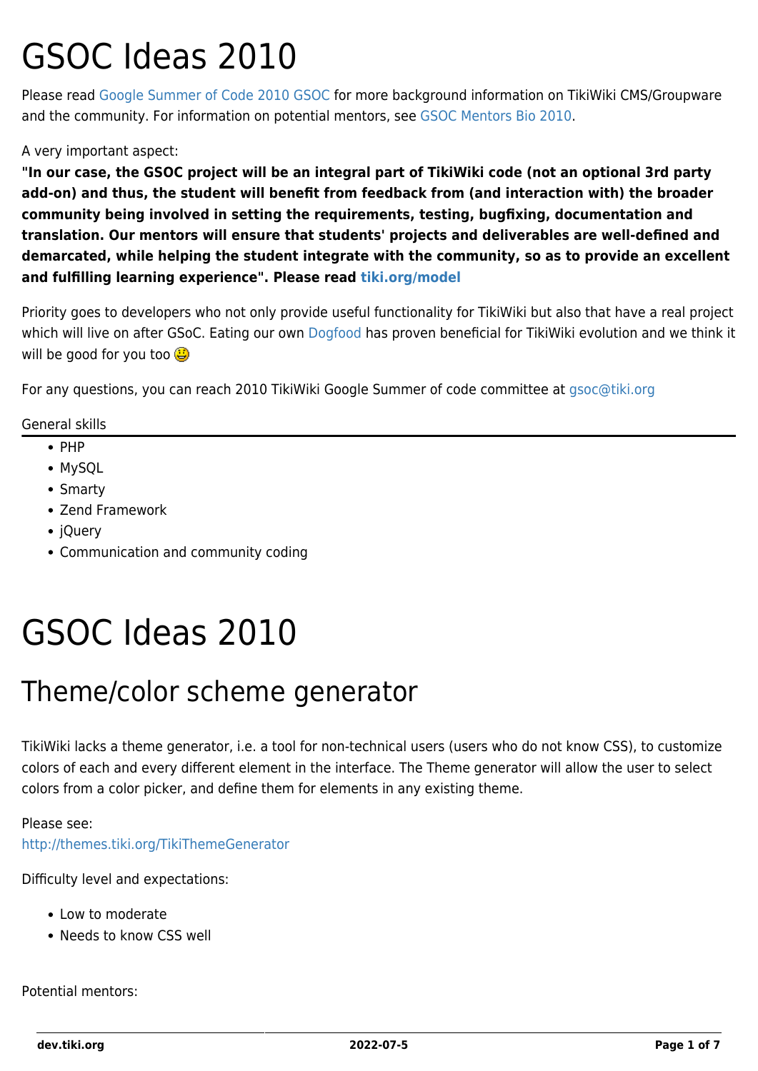# GSOC Ideas 2010

Please read Google Summer of Code 2010 GSOC for more background information on TikiWiki CMS/Groupware and the community. For information on potential mentors, see GSOC Mentors Bio 2010.

A very important aspect:

**"In our case, the GSOC project will be an integral part of TikiWiki code (not an optional 3rd party add-on) and thus, the student will benefit from feedback from (and interaction with) the broader community being involved in setting the requirements, testing, bugfixing, documentation and translation. Our mentors will ensure that students' projects and deliverables are well-defined and demarcated, while helping the student integrate with the community, so as to provide an excellent and fulfilling learning experience". Please read tiki.org/model**

Priority goes to developers who not only provide useful functionality for TikiWiki but also that have a real project which will live on after GSoC. Eating our own Dogfood has proven beneficial for TikiWiki evolution and we think it will be good for you too 😃

For any questions, you can reach 2010 TikiWiki Google Summer of code committee at gsoc@tiki.org

General skills

- PHP
- MySQL
- Smarty
- Zend Framework
- jQuery
- Communication and community coding

# GSOC Ideas 2010

## Theme/color scheme generator

TikiWiki lacks a theme generator, i.e. a tool for non-technical users (users who do not know CSS), to customize colors of each and every different element in the interface. The Theme generator will allow the user to select colors from a color picker, and define them for elements in any existing theme.

Please see:
http://themes.tiki.org/TikiThemeGenerator

Difficulty level and expectations:

- Low to moderate
- Needs to know CSS well

Potential mentors: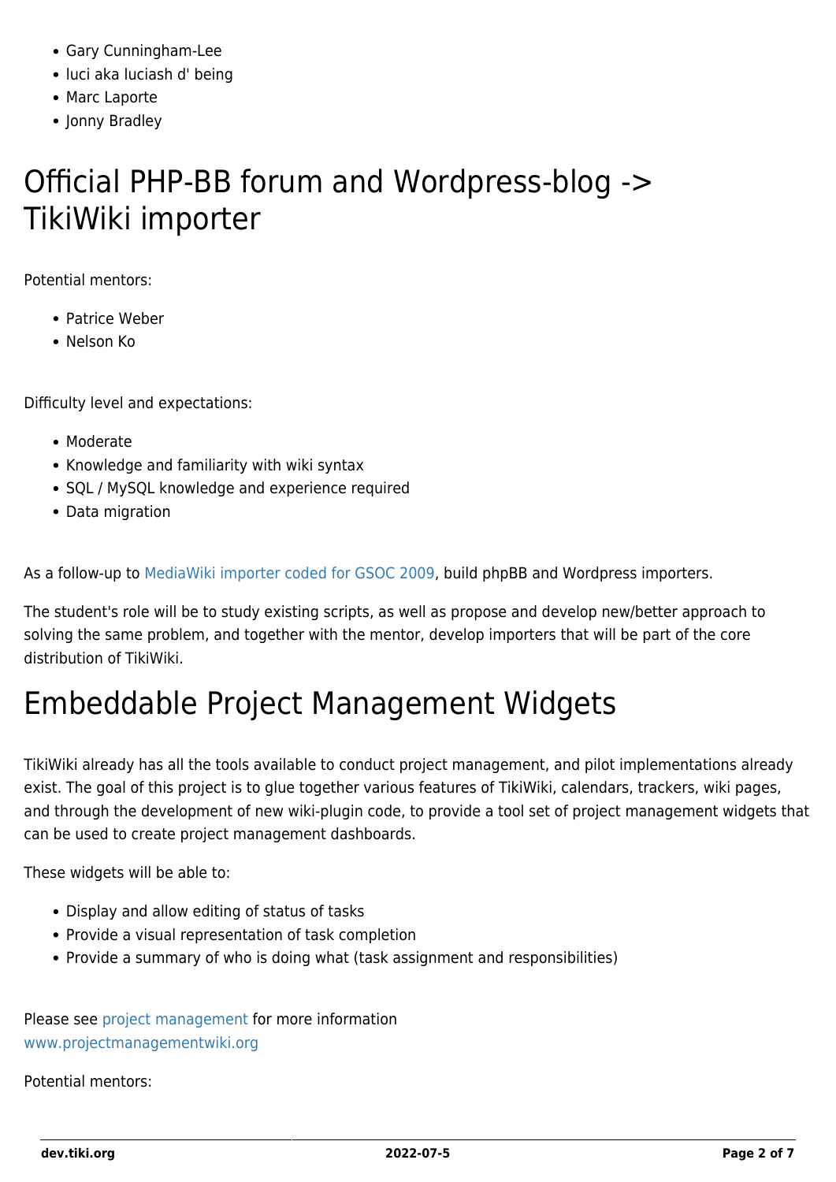- Gary Cunningham-Lee
- luci aka luciash d' being
- Marc Laporte
- Jonny Bradley

# Official PHP-BB forum and Wordpress-blog -> TikiWiki importer

Potential mentors:

- Patrice Weber
- Nelson Ko

Difficulty level and expectations:

- Moderate
- Knowledge and familiarity with wiki syntax
- SQL / MySQL knowledge and experience required
- Data migration

As a follow-up to MediaWiki importer coded for GSOC 2009, build phpBB and Wordpress importers.

The student's role will be to study existing scripts, as well as propose and develop new/better approach to solving the same problem, and together with the mentor, develop importers that will be part of the core distribution of TikiWiki.

# Embeddable Project Management Widgets

TikiWiki already has all the tools available to conduct project management, and pilot implementations already exist. The goal of this project is to glue together various features of TikiWiki, calendars, trackers, wiki pages, and through the development of new wiki-plugin code, to provide a tool set of project management widgets that can be used to create project management dashboards.

These widgets will be able to:

- Display and allow editing of status of tasks
- Provide a visual representation of task completion
- Provide a summary of who is doing what (task assignment and responsibilities)

Please see project management for more information
www.projectmanagementwiki.org

Potential mentors: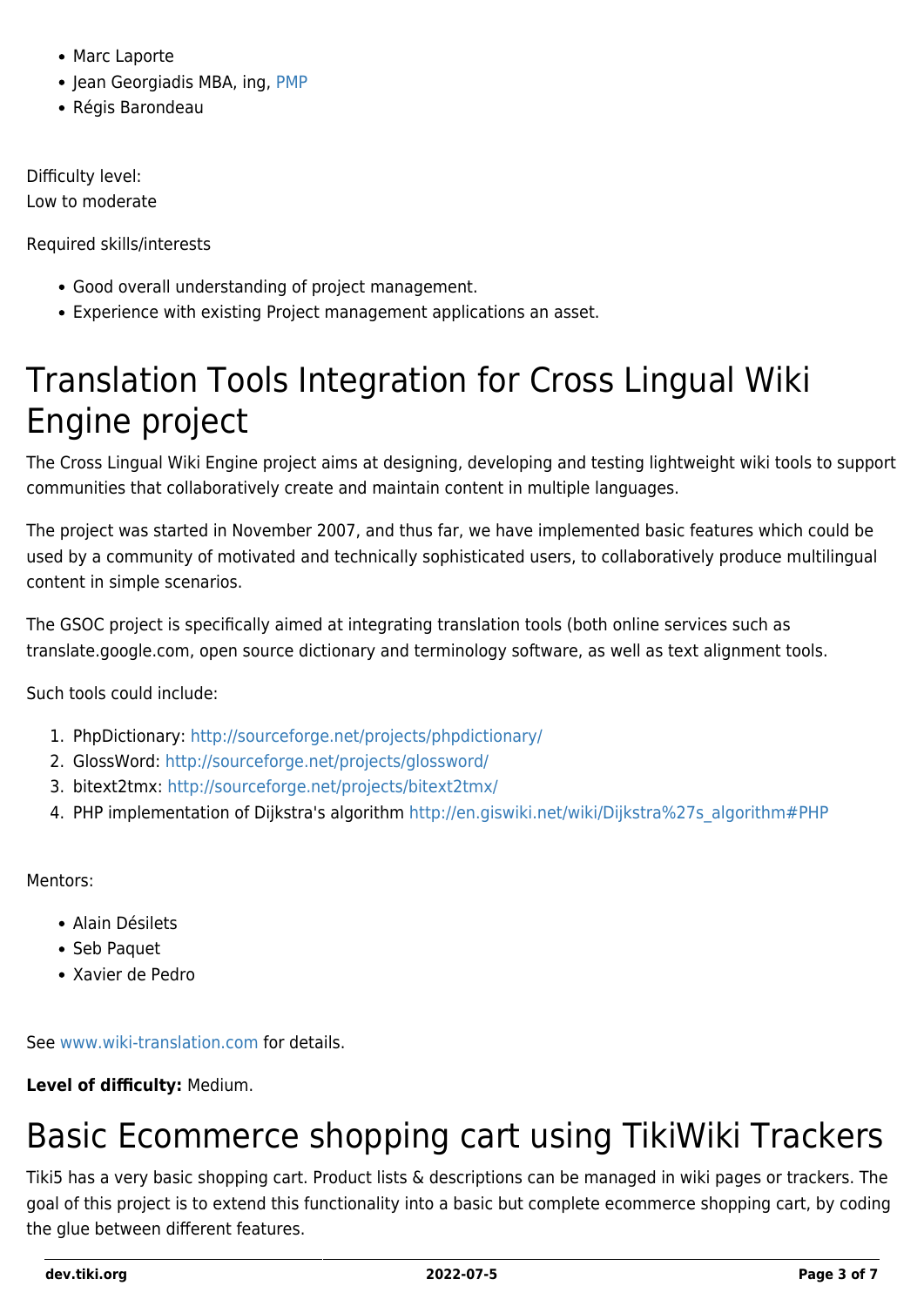- Marc Laporte
- Jean Georgiadis MBA, ing, PMP
- Régis Barondeau

Difficulty level:
Low to moderate

Required skills/interests

- Good overall understanding of project management.
- Experience with existing Project management applications an asset.

# Translation Tools Integration for Cross Lingual Wiki Engine project

The Cross Lingual Wiki Engine project aims at designing, developing and testing lightweight wiki tools to support communities that collaboratively create and maintain content in multiple languages.

The project was started in November 2007, and thus far, we have implemented basic features which could be used by a community of motivated and technically sophisticated users, to collaboratively produce multilingual content in simple scenarios.

The GSOC project is specifically aimed at integrating translation tools (both online services such as translate.google.com, open source dictionary and terminology software, as well as text alignment tools.

Such tools could include:

1. PhpDictionary: http://sourceforge.net/projects/phpdictionary/
2. GlossWord: http://sourceforge.net/projects/glossword/
3. bitext2tmx: http://sourceforge.net/projects/bitext2tmx/
4. PHP implementation of Dijkstra's algorithm http://en.giswiki.net/wiki/Dijkstra%27s_algorithm#PHP

Mentors:

- Alain Désilets
- Seb Paquet
- Xavier de Pedro

See www.wiki-translation.com for details.

**Level of difficulty:** Medium.

# Basic Ecommerce shopping cart using TikiWiki Trackers

Tiki5 has a very basic shopping cart. Product lists & descriptions can be managed in wiki pages or trackers. The goal of this project is to extend this functionality into a basic but complete ecommerce shopping cart, by coding the glue between different features.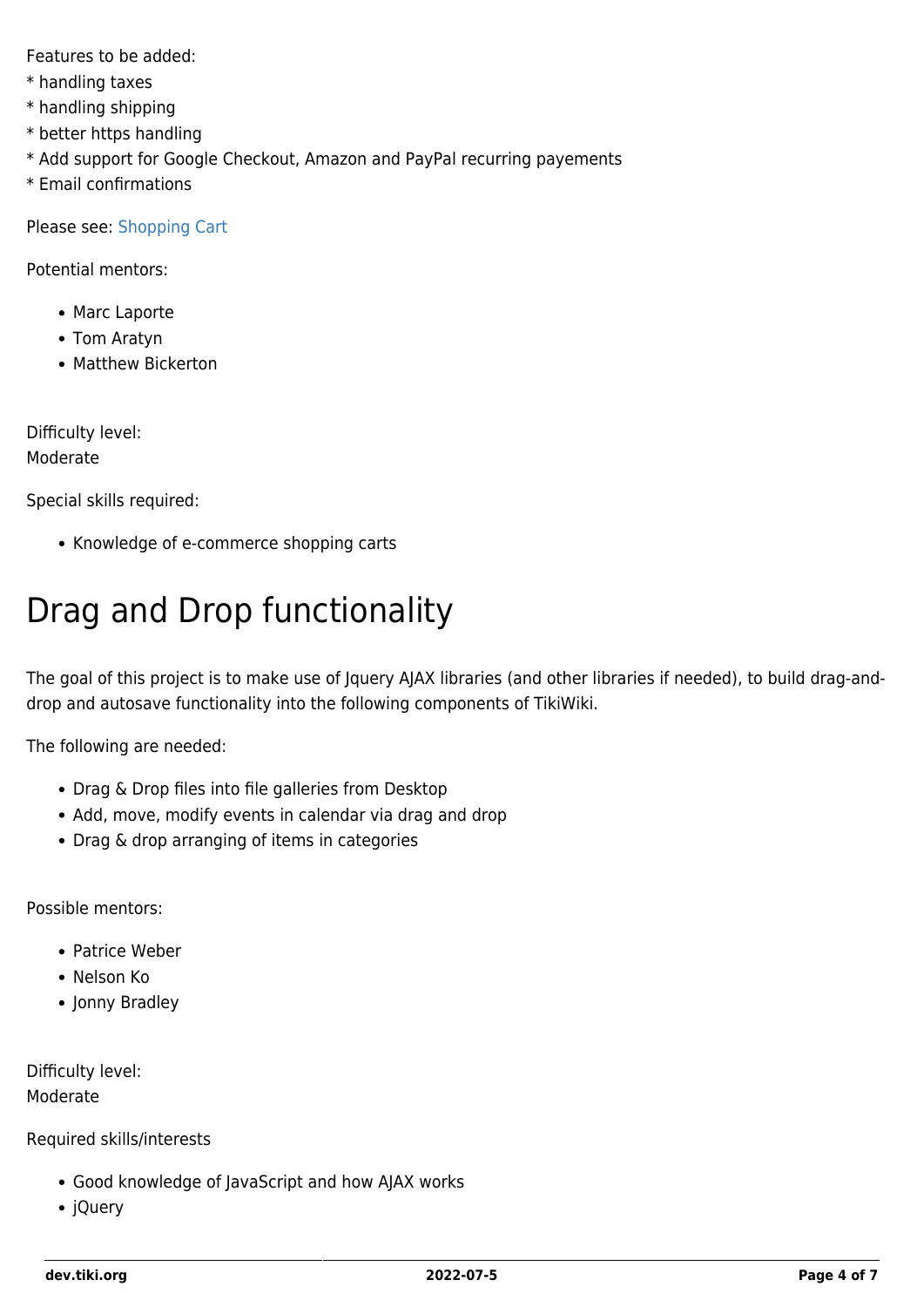Features to be added:
* handling taxes
* handling shipping
* better https handling
* Add support for Google Checkout, Amazon and PayPal recurring payements
* Email confirmations

Please see: Shopping Cart

Potential mentors:

- Marc Laporte
- Tom Aratyn
- Matthew Bickerton

Difficulty level:
Moderate

Special skills required:

- Knowledge of e-commerce shopping carts

# Drag and Drop functionality

The goal of this project is to make use of Jquery AJAX libraries (and other libraries if needed), to build drag-and-drop and autosave functionality into the following components of TikiWiki.

The following are needed:

- Drag & Drop files into file galleries from Desktop
- Add, move, modify events in calendar via drag and drop
- Drag & drop arranging of items in categories

Possible mentors:

- Patrice Weber
- Nelson Ko
- Jonny Bradley

Difficulty level:
Moderate

Required skills/interests

- Good knowledge of JavaScript and how AJAX works
- jQuery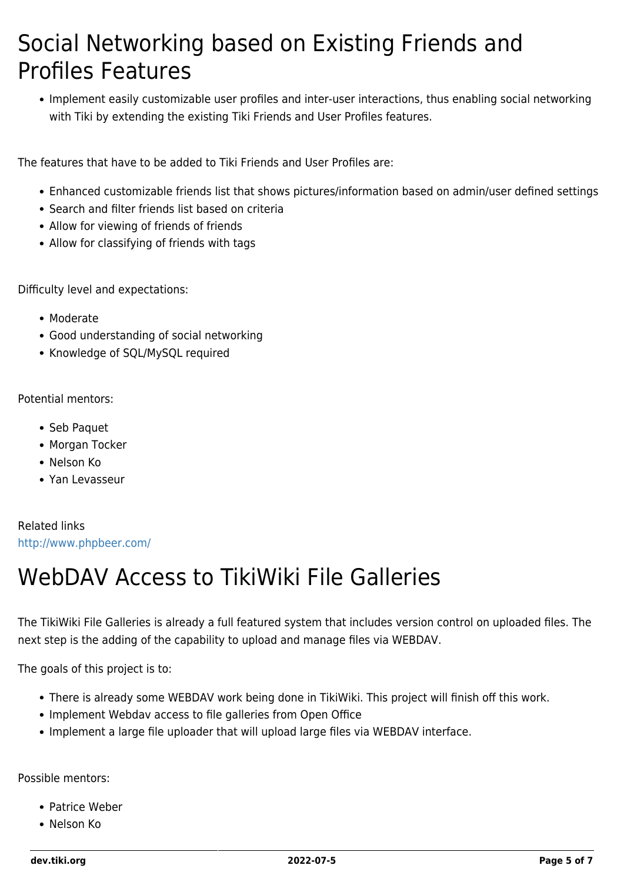# Social Networking based on Existing Friends and Profiles Features

- Implement easily customizable user profiles and inter-user interactions, thus enabling social networking with Tiki by extending the existing Tiki Friends and User Profiles features.

The features that have to be added to Tiki Friends and User Profiles are:

- Enhanced customizable friends list that shows pictures/information based on admin/user defined settings
- Search and filter friends list based on criteria
- Allow for viewing of friends of friends
- Allow for classifying of friends with tags

Difficulty level and expectations:

- Moderate
- Good understanding of social networking
- Knowledge of SQL/MySQL required

Potential mentors:

- Seb Paquet
- Morgan Tocker
- Nelson Ko
- Yan Levasseur

Related links
http://www.phpbeer.com/

# WebDAV Access to TikiWiki File Galleries

The TikiWiki File Galleries is already a full featured system that includes version control on uploaded files. The next step is the adding of the capability to upload and manage files via WEBDAV.

The goals of this project is to:

- There is already some WEBDAV work being done in TikiWiki. This project will finish off this work.
- Implement Webdav access to file galleries from Open Office
- Implement a large file uploader that will upload large files via WEBDAV interface.

Possible mentors:

- Patrice Weber
- Nelson Ko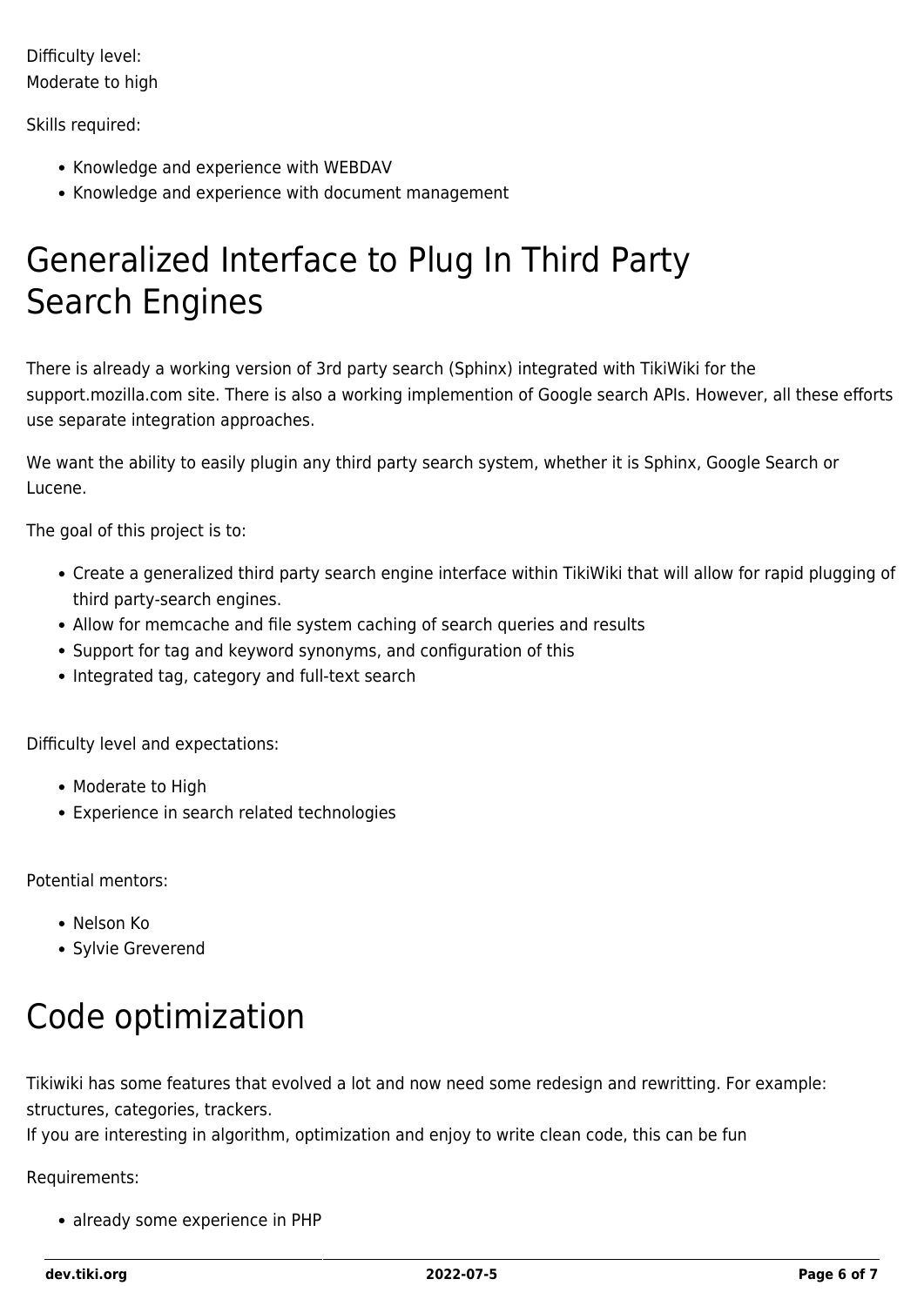Difficulty level:
Moderate to high

Skills required:

- Knowledge and experience with WEBDAV
- Knowledge and experience with document management

# Generalized Interface to Plug In Third Party Search Engines

There is already a working version of 3rd party search (Sphinx) integrated with TikiWiki for the support.mozilla.com site. There is also a working implemention of Google search APIs. However, all these efforts use separate integration approaches.

We want the ability to easily plugin any third party search system, whether it is Sphinx, Google Search or Lucene.

The goal of this project is to:

- Create a generalized third party search engine interface within TikiWiki that will allow for rapid plugging of third party-search engines.
- Allow for memcache and file system caching of search queries and results
- Support for tag and keyword synonyms, and configuration of this
- Integrated tag, category and full-text search

Difficulty level and expectations:

- Moderate to High
- Experience in search related technologies

Potential mentors:

- Nelson Ko
- Sylvie Greverend

# Code optimization

Tikiwiki has some features that evolved a lot and now need some redesign and rewritting. For example: structures, categories, trackers.
If you are interesting in algorithm, optimization and enjoy to write clean code, this can be fun

Requirements:

- already some experience in PHP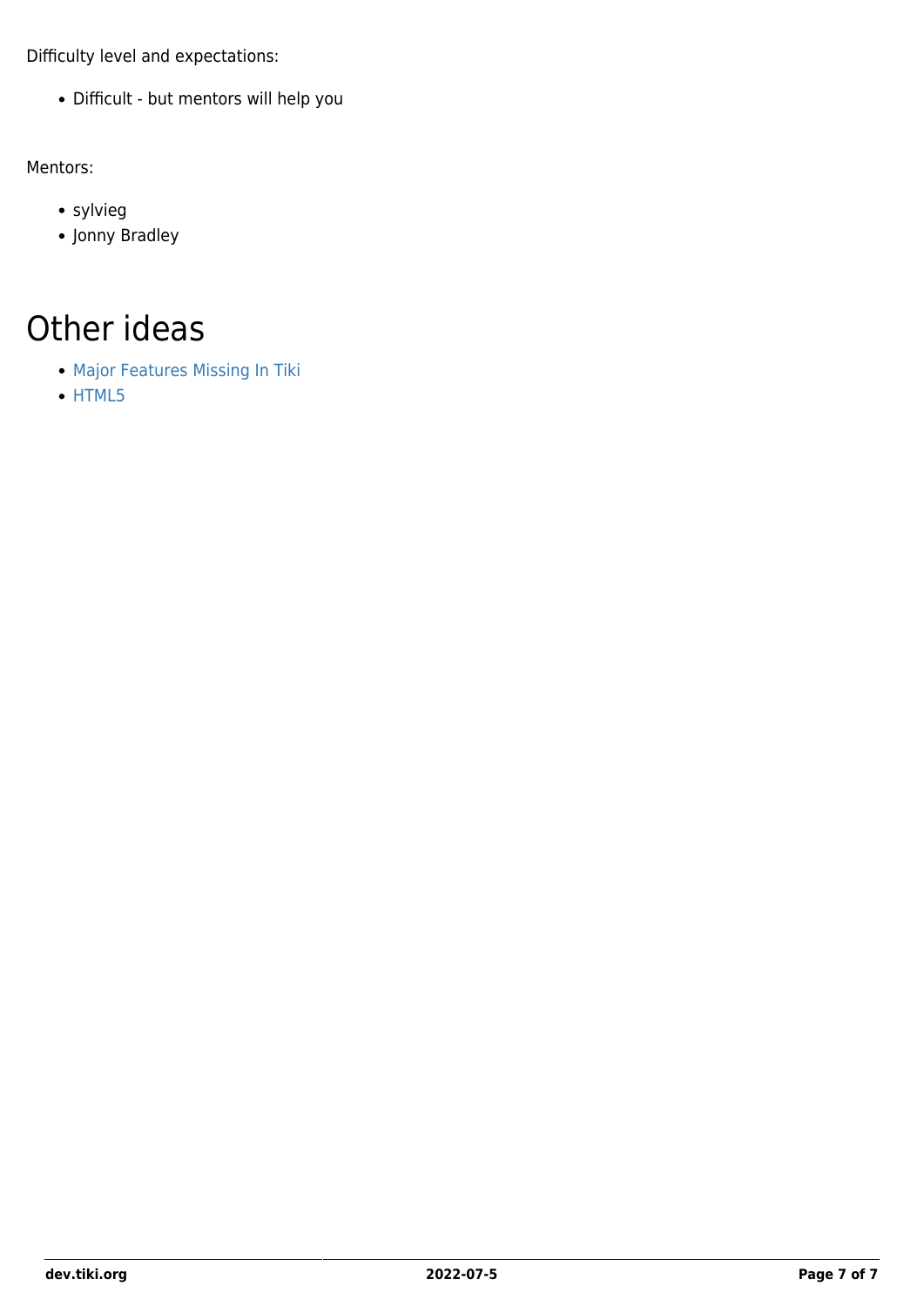Difficulty level and expectations:

- Difficult - but mentors will help you

Mentors:

- sylvieg
- Jonny Bradley

# Other ideas

- Major Features Missing In Tiki
- HTML5